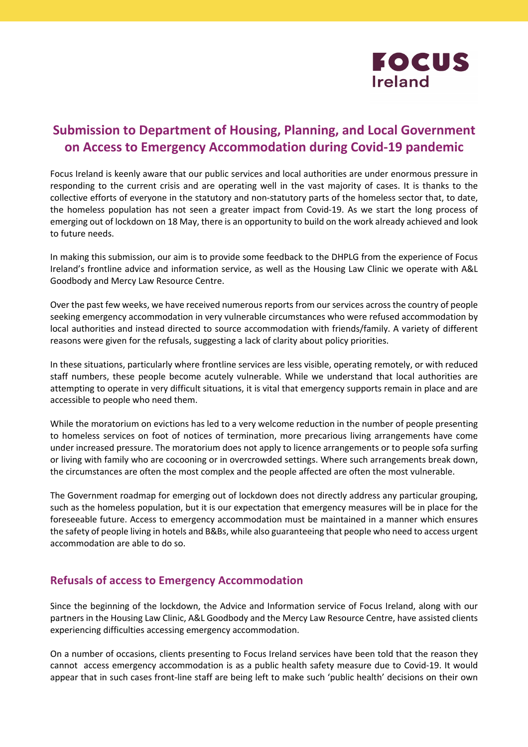# Submission to Department of Housing, Planning, and Local Government on Access to Emergency Accommodation during Covid-19 pandemic

Focus Ireland is keenly aware that our public services and local authorities are under enormous pressure in responding to the current crisis and are operating well in the vast majority of cases. It is thanks to the collective efforts of everyone in the statutory and non-statutory parts of the homeless sector that, to date, the homeless population has not seen a greater impact from Covid-19. As we start the long process of emerging out of lockdown on 18 May, there is an opportunity to build on the work already achieved and look to future needs.

In making this submission, our aim is to provide some feedback to the DHPLG from the experience of Focus Ireland's frontline advice and information service, as well as the Housing Law Clinic we operate with A&L Goodbody and Mercy Law Resource Centre.

Over the past few weeks, we have received numerous reports from our services across the country of people seeking emergency accommodation in very vulnerable circumstances who were refused accommodation by local authorities and instead directed to source accommodation with friends/family. A variety of different reasons were given for the refusals, suggesting a lack of clarity about policy priorities.

In these situations, particularly where frontline services are less visible, operating remotely, or with reduced staff numbers, these people become acutely vulnerable. While we understand that local authorities are attempting to operate in very difficult situations, it is vital that emergency supports remain in place and are accessible to people who need them.

While the moratorium on evictions has led to a very welcome reduction in the number of people presenting to homeless services on foot of notices of termination, more precarious living arrangements have come under increased pressure. The moratorium does not apply to licence arrangements or to people sofa surfing or living with family who are cocooning or in overcrowded settings. Where such arrangements break down, the circumstances are often the most complex and the people affected are often the most vulnerable.

The Government roadmap for emerging out of lockdown does not directly address any particular grouping, such as the homeless population, but it is our expectation that emergency measures will be in place for the foreseeable future. Access to emergency accommodation must be maintained in a manner which ensures the safety of people living in hotels and B&Bs, while also guaranteeing that people who need to access urgent accommodation are able to do so.

## Refusals of access to Emergency Accommodation

Since the beginning of the lockdown, the Advice and Information service of Focus Ireland, along with our partners in the Housing Law Clinic, A&L Goodbody and the Mercy Law Resource Centre, have assisted clients experiencing difficulties accessing emergency accommodation.

On a number of occasions, clients presenting to Focus Ireland services have been told that the reason they cannot access emergency accommodation is as a public health safety measure due to Covid-19. It would appear that in such cases front-line staff are being left to make such 'public health' decisions on their own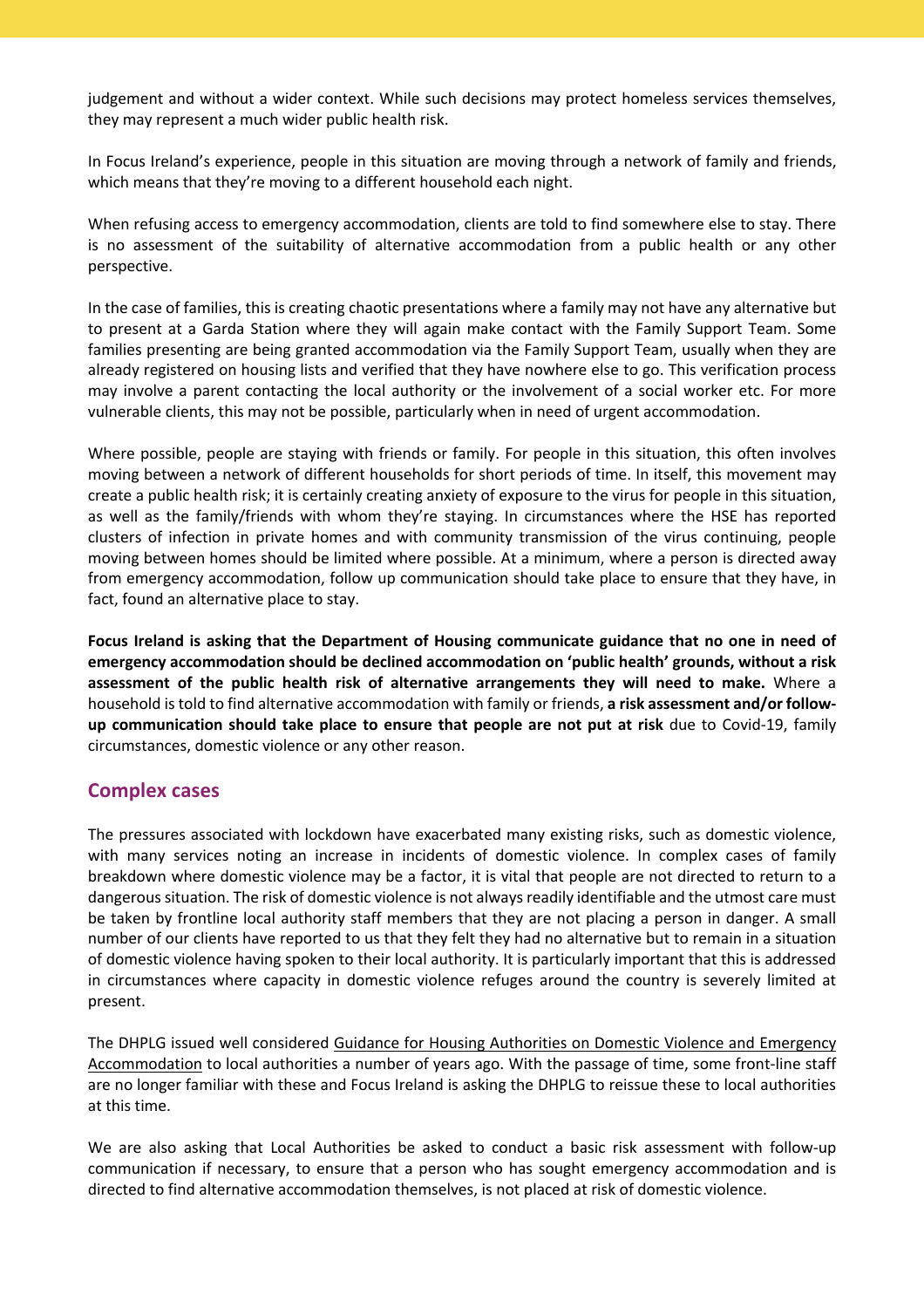judgement and without a wider context. While such decisions may protect homeless services themselves, they may represent a much wider public health risk.

In Focus Ireland's experience, people in this situation are moving through a network of family and friends, which means that they're moving to a different household each night.

When refusing access to emergency accommodation, clients are told to find somewhere else to stay. There is no assessment of the suitability of alternative accommodation from a public health or any other perspective.

In the case of families, this is creating chaotic presentations where a family may not have any alternative but to present at a Garda Station where they will again make contact with the Family Support Team. Some families presenting are being granted accommodation via the Family Support Team, usually when they are already registered on housing lists and verified that they have nowhere else to go. This verification process may involve a parent contacting the local authority or the involvement of a social worker etc. For more vulnerable clients, this may not be possible, particularly when in need of urgent accommodation.

Where possible, people are staying with friends or family. For people in this situation, this often involves moving between a network of different households for short periods of time. In itself, this movement may create a public health risk; it is certainly creating anxiety of exposure to the virus for people in this situation, as well as the family/friends with whom they're staying. In circumstances where the HSE has reported clusters of infection in private homes and with community transmission of the virus continuing, people moving between homes should be limited where possible. At a minimum, where a person is directed away from emergency accommodation, follow up communication should take place to ensure that they have, in fact, found an alternative place to stay.

**Focus Ireland is asking that the Department of Housing communicate guidance that no one in need of emergency accommodation should be declined accommodation on 'public health' grounds, without a risk assessment of the public health risk of alternative arrangements they will need to make.** Where a household is told to find alternative accommodation with family or friends, **a risk assessment and/or follow-up communication should take place to ensure that people are not put at risk** due to Covid-19, family circumstances, domestic violence or any other reason.

## Complex cases

The pressures associated with lockdown have exacerbated many existing risks, such as domestic violence, with many services noting an increase in incidents of domestic violence. In complex cases of family breakdown where domestic violence may be a factor, it is vital that people are not directed to return to a dangerous situation. The risk of domestic violence is not always readily identifiable and the utmost care must be taken by frontline local authority staff members that they are not placing a person in danger. A small number of our clients have reported to us that they felt they had no alternative but to remain in a situation of domestic violence having spoken to their local authority. It is particularly important that this is addressed in circumstances where capacity in domestic violence refuges around the country is severely limited at present.

The DHPLG issued well considered Guidance for Housing Authorities on Domestic Violence and Emergency Accommodation to local authorities a number of years ago. With the passage of time, some front-line staff are no longer familiar with these and Focus Ireland is asking the DHPLG to reissue these to local authorities at this time.

We are also asking that Local Authorities be asked to conduct a basic risk assessment with follow-up communication if necessary, to ensure that a person who has sought emergency accommodation and is directed to find alternative accommodation themselves, is not placed at risk of domestic violence.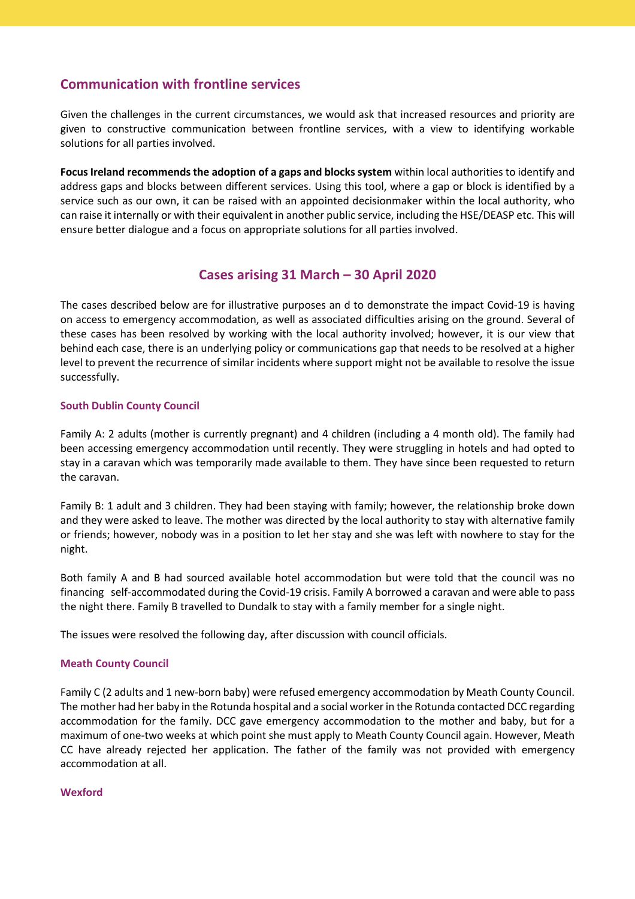## Communication with frontline services

Given the challenges in the current circumstances, we would ask that increased resources and priority are given to constructive communication between frontline services, with a view to identifying workable solutions for all parties involved.

**Focus Ireland recommends the adoption of a gaps and blocks system** within local authorities to identify and address gaps and blocks between different services. Using this tool, where a gap or block is identified by a service such as our own, it can be raised with an appointed decisionmaker within the local authority, who can raise it internally or with their equivalent in another public service, including the HSE/DEASP etc. This will ensure better dialogue and a focus on appropriate solutions for all parties involved.

## Cases arising 31 March – 30 April 2020

The cases described below are for illustrative purposes an d to demonstrate the impact Covid-19 is having on access to emergency accommodation, as well as associated difficulties arising on the ground. Several of these cases has been resolved by working with the local authority involved; however, it is our view that behind each case, there is an underlying policy or communications gap that needs to be resolved at a higher level to prevent the recurrence of similar incidents where support might not be available to resolve the issue successfully.

#### South Dublin County Council

Family A: 2 adults (mother is currently pregnant) and 4 children (including a 4 month old). The family had been accessing emergency accommodation until recently. They were struggling in hotels and had opted to stay in a caravan which was temporarily made available to them. They have since been requested to return the caravan.

Family B: 1 adult and 3 children. They had been staying with family; however, the relationship broke down and they were asked to leave. The mother was directed by the local authority to stay with alternative family or friends; however, nobody was in a position to let her stay and she was left with nowhere to stay for the night.

Both family A and B had sourced available hotel accommodation but were told that the council was no financing self-accommodated during the Covid-19 crisis. Family A borrowed a caravan and were able to pass the night there. Family B travelled to Dundalk to stay with a family member for a single night.

The issues were resolved the following day, after discussion with council officials.

#### Meath County Council

Family C (2 adults and 1 new-born baby) were refused emergency accommodation by Meath County Council. The mother had her baby in the Rotunda hospital and a social worker in the Rotunda contacted DCC regarding accommodation for the family. DCC gave emergency accommodation to the mother and baby, but for a maximum of one-two weeks at which point she must apply to Meath County Council again. However, Meath CC have already rejected her application. The father of the family was not provided with emergency accommodation at all.

#### Wexford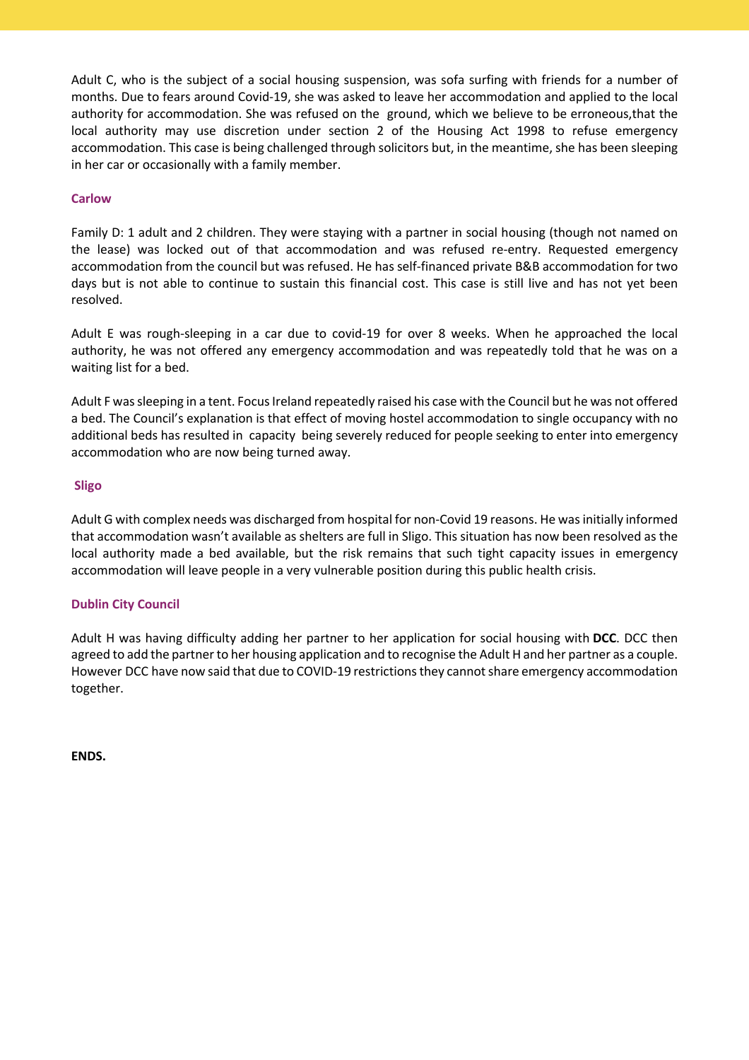Adult C, who is the subject of a social housing suspension, was sofa surfing with friends for a number of months. Due to fears around Covid-19, she was asked to leave her accommodation and applied to the local authority for accommodation. She was refused on the ground, which we believe to be erroneous,that the local authority may use discretion under section 2 of the Housing Act 1998 to refuse emergency accommodation. This case is being challenged through solicitors but, in the meantime, she has been sleeping in her car or occasionally with a family member.

### Carlow

Family D: 1 adult and 2 children. They were staying with a partner in social housing (though not named on the lease) was locked out of that accommodation and was refused re-entry. Requested emergency accommodation from the council but was refused. He has self-financed private B&B accommodation for two days but is not able to continue to sustain this financial cost. This case is still live and has not yet been resolved.

Adult E was rough-sleeping in a car due to covid-19 for over 8 weeks. When he approached the local authority, he was not offered any emergency accommodation and was repeatedly told that he was on a waiting list for a bed.

Adult F was sleeping in a tent. Focus Ireland repeatedly raised his case with the Council but he was not offered a bed. The Council's explanation is that effect of moving hostel accommodation to single occupancy with no additional beds has resulted in capacity being severely reduced for people seeking to enter into emergency accommodation who are now being turned away.

### Sligo

Adult G with complex needs was discharged from hospital for non-Covid 19 reasons. He was initially informed that accommodation wasn't available as shelters are full in Sligo. This situation has now been resolved as the local authority made a bed available, but the risk remains that such tight capacity issues in emergency accommodation will leave people in a very vulnerable position during this public health crisis.

### Dublin City Council

Adult H was having difficulty adding her partner to her application for social housing with **DCC**. DCC then agreed to add the partner to her housing application and to recognise the Adult H and her partner as a couple. However DCC have now said that due to COVID-19 restrictions they cannot share emergency accommodation together.

**ENDS.**